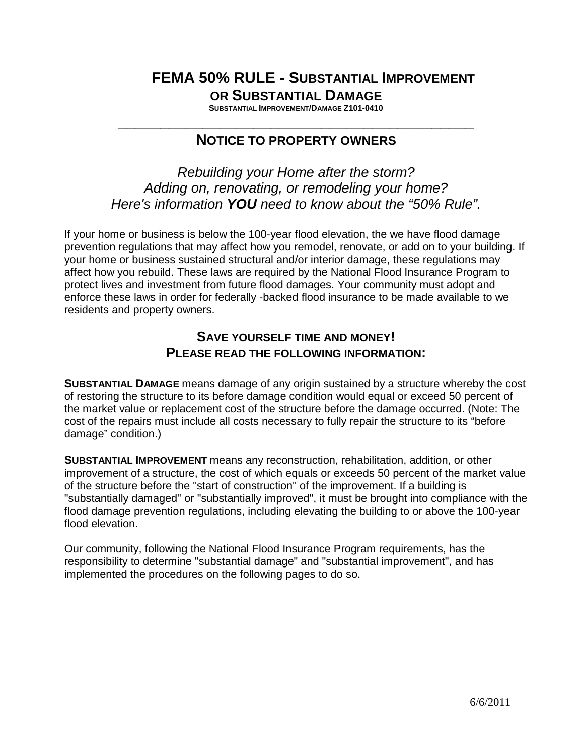# FEMA 50% RULE - SUBSTANTIAL IMPROVEMENT OR SUBSTANTIAL DAMAGE

**SUBSTANTIAL IMPROVEMENT/DAMAGE Z101-0410**

---

## NOTICE TO PROPERTY OWNERS

*Rebuilding your Home after the storm?*
*Adding on, renovating, or remodeling your home?*
*Here's information **YOU** need to know about the "50% Rule".*

If your home or business is below the 100-year flood elevation, the we have flood damage prevention regulations that may affect how you remodel, renovate, or add on to your building. If your home or business sustained structural and/or interior damage, these regulations may affect how you rebuild. These laws are required by the National Flood Insurance Program to protect lives and investment from future flood damages. Your community must adopt and enforce these laws in order for federally -backed flood insurance to be made available to we residents and property owners.

### SAVE YOURSELF TIME AND MONEY!
### PLEASE READ THE FOLLOWING INFORMATION:

**SUBSTANTIAL DAMAGE** means damage of any origin sustained by a structure whereby the cost of restoring the structure to its before damage condition would equal or exceed 50 percent of the market value or replacement cost of the structure before the damage occurred. (Note: The cost of the repairs must include all costs necessary to fully repair the structure to its "before damage" condition.)

**SUBSTANTIAL IMPROVEMENT** means any reconstruction, rehabilitation, addition, or other improvement of a structure, the cost of which equals or exceeds 50 percent of the market value of the structure before the "start of construction" of the improvement. If a building is "substantially damaged" or "substantially improved", it must be brought into compliance with the flood damage prevention regulations, including elevating the building to or above the 100-year flood elevation.

Our community, following the National Flood Insurance Program requirements, has the responsibility to determine "substantial damage" and "substantial improvement", and has implemented the procedures on the following pages to do so.

6/6/2011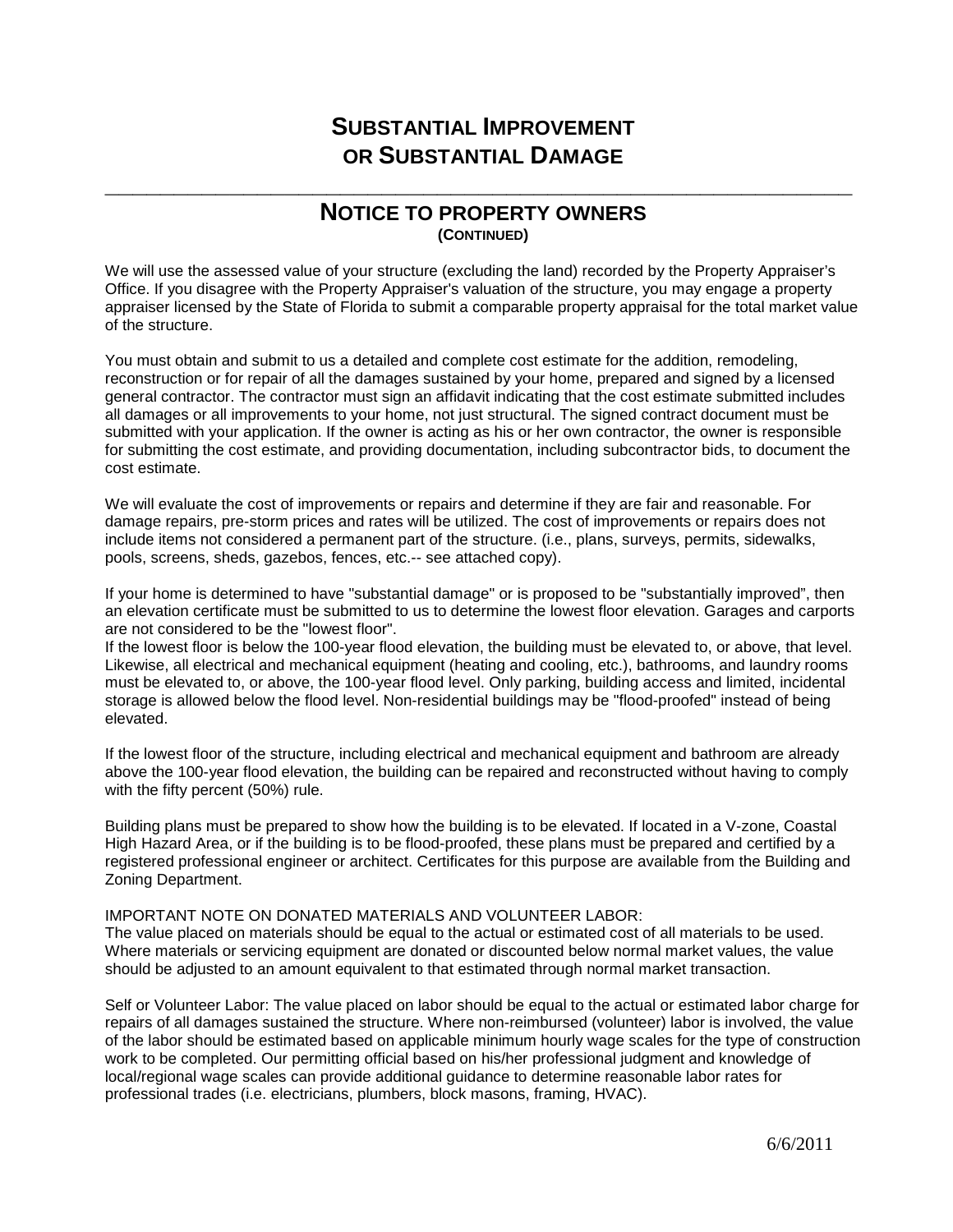# SUBSTANTIAL IMPROVEMENT OR SUBSTANTIAL DAMAGE

## NOTICE TO PROPERTY OWNERS
**(CONTINUED)**

We will use the assessed value of your structure (excluding the land) recorded by the Property Appraiser's Office. If you disagree with the Property Appraiser's valuation of the structure, you may engage a property appraiser licensed by the State of Florida to submit a comparable property appraisal for the total market value of the structure.

You must obtain and submit to us a detailed and complete cost estimate for the addition, remodeling, reconstruction or for repair of all the damages sustained by your home, prepared and signed by a licensed general contractor. The contractor must sign an affidavit indicating that the cost estimate submitted includes all damages or all improvements to your home, not just structural. The signed contract document must be submitted with your application. If the owner is acting as his or her own contractor, the owner is responsible for submitting the cost estimate, and providing documentation, including subcontractor bids, to document the cost estimate.

We will evaluate the cost of improvements or repairs and determine if they are fair and reasonable. For damage repairs, pre-storm prices and rates will be utilized. The cost of improvements or repairs does not include items not considered a permanent part of the structure. (i.e., plans, surveys, permits, sidewalks, pools, screens, sheds, gazebos, fences, etc.-- see attached copy).

If your home is determined to have "substantial damage" or is proposed to be "substantially improved", then an elevation certificate must be submitted to us to determine the lowest floor elevation. Garages and carports are not considered to be the "lowest floor".
If the lowest floor is below the 100-year flood elevation, the building must be elevated to, or above, that level. Likewise, all electrical and mechanical equipment (heating and cooling, etc.), bathrooms, and laundry rooms must be elevated to, or above, the 100-year flood level. Only parking, building access and limited, incidental storage is allowed below the flood level. Non-residential buildings may be "flood-proofed" instead of being elevated.

If the lowest floor of the structure, including electrical and mechanical equipment and bathroom are already above the 100-year flood elevation, the building can be repaired and reconstructed without having to comply with the fifty percent (50%) rule.

Building plans must be prepared to show how the building is to be elevated. If located in a V-zone, Coastal High Hazard Area, or if the building is to be flood-proofed, these plans must be prepared and certified by a registered professional engineer or architect. Certificates for this purpose are available from the Building and Zoning Department.

IMPORTANT NOTE ON DONATED MATERIALS AND VOLUNTEER LABOR:
The value placed on materials should be equal to the actual or estimated cost of all materials to be used. Where materials or servicing equipment are donated or discounted below normal market values, the value should be adjusted to an amount equivalent to that estimated through normal market transaction.

Self or Volunteer Labor: The value placed on labor should be equal to the actual or estimated labor charge for repairs of all damages sustained the structure. Where non-reimbursed (volunteer) labor is involved, the value of the labor should be estimated based on applicable minimum hourly wage scales for the type of construction work to be completed. Our permitting official based on his/her professional judgment and knowledge of local/regional wage scales can provide additional guidance to determine reasonable labor rates for professional trades (i.e. electricians, plumbers, block masons, framing, HVAC).

6/6/2011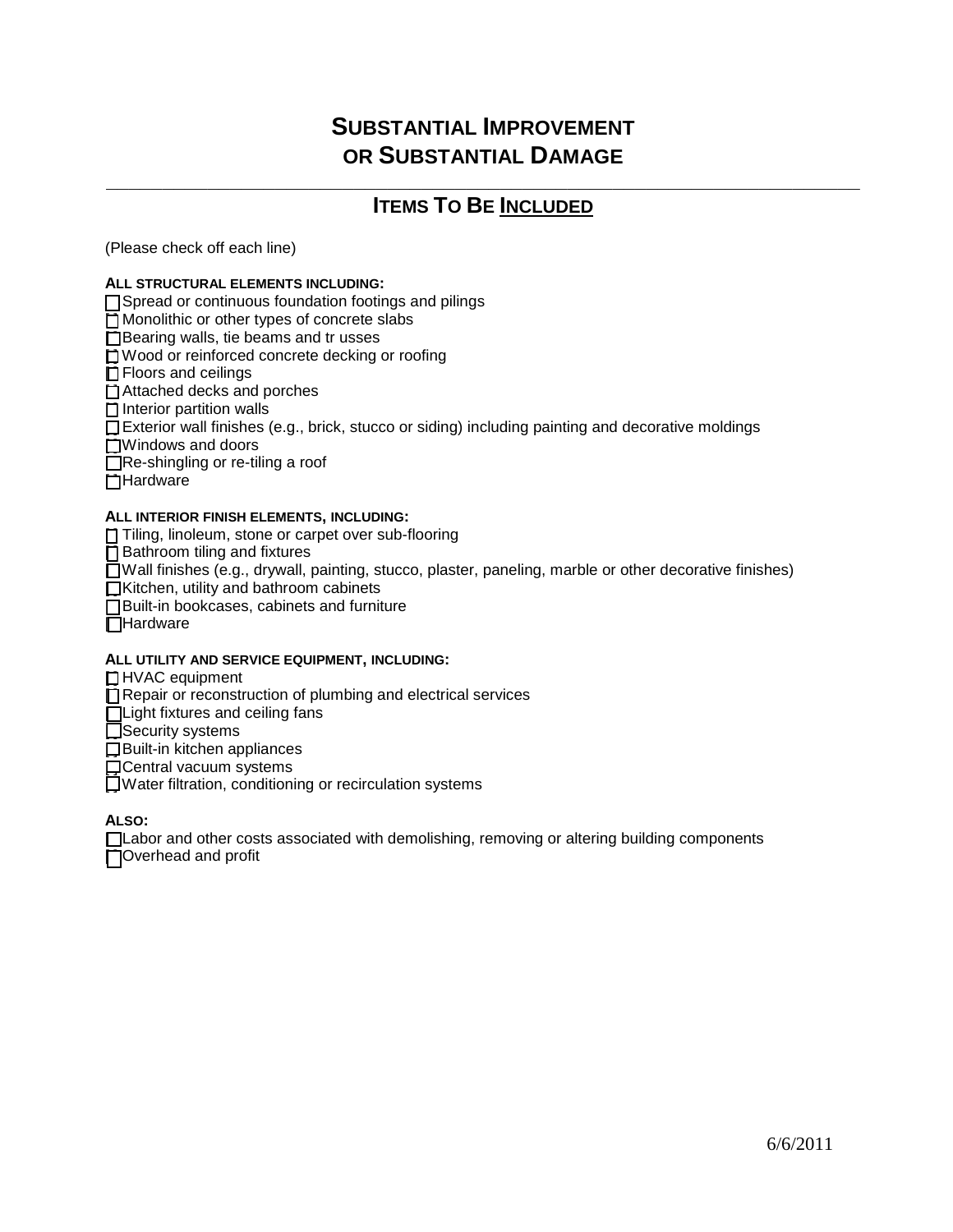# SUBSTANTIAL IMPROVEMENT OR SUBSTANTIAL DAMAGE

## ITEMS TO BE INCLUDED

(Please check off each line)

**ALL STRUCTURAL ELEMENTS INCLUDING:**

- [ ] Spread or continuous foundation footings and pilings
- [ ] Monolithic or other types of concrete slabs
- [ ] Bearing walls, tie beams and tr usses
- [ ] Wood or reinforced concrete decking or roofing
- [ ] Floors and ceilings
- [ ] Attached decks and porches
- [ ] Interior partition walls
- [ ] Exterior wall finishes (e.g., brick, stucco or siding) including painting and decorative moldings
- [ ] Windows and doors
- [ ] Re-shingling or re-tiling a roof
- [ ] Hardware

**ALL INTERIOR FINISH ELEMENTS, INCLUDING:**

- [ ] Tiling, linoleum, stone or carpet over sub-flooring
- [ ] Bathroom tiling and fixtures
- [ ] Wall finishes (e.g., drywall, painting, stucco, plaster, paneling, marble or other decorative finishes)
- [ ] Kitchen, utility and bathroom cabinets
- [ ] Built-in bookcases, cabinets and furniture
- [ ] Hardware

**ALL UTILITY AND SERVICE EQUIPMENT, INCLUDING:**

- [ ] HVAC equipment
- [ ] Repair or reconstruction of plumbing and electrical services
- [ ] Light fixtures and ceiling fans
- [ ] Security systems
- [ ] Built-in kitchen appliances
- [ ] Central vacuum systems
- [ ] Water filtration, conditioning or recirculation systems

**ALSO:**

- [ ] Labor and other costs associated with demolishing, removing or altering building components
- [ ] Overhead and profit

6/6/2011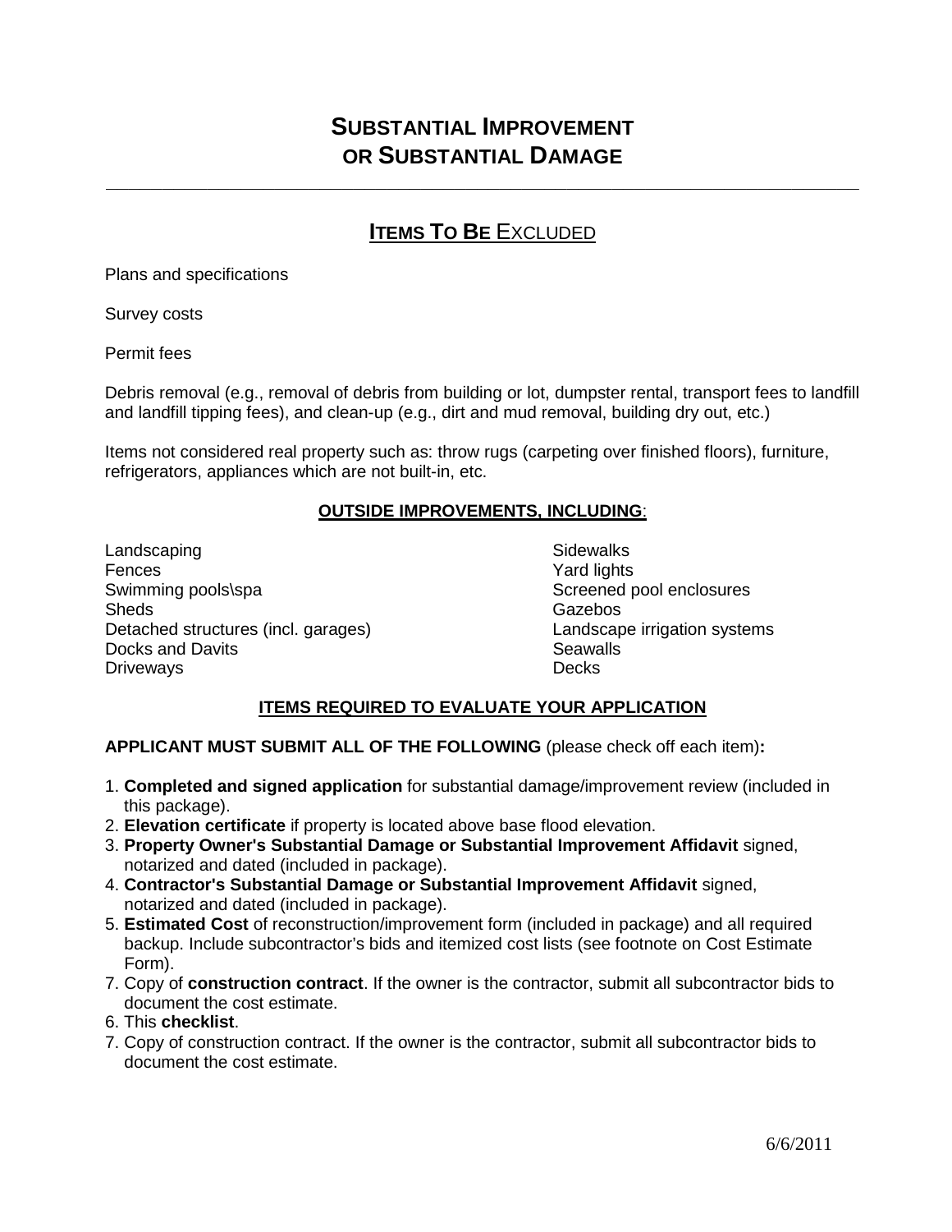# SUBSTANTIAL IMPROVEMENT OR SUBSTANTIAL DAMAGE

---

## ITEMS TO BE EXCLUDED

Plans and specifications

Survey costs

Permit fees

Debris removal (e.g., removal of debris from building or lot, dumpster rental, transport fees to landfill and landfill tipping fees), and clean-up (e.g., dirt and mud removal, building dry out, etc.)

Items not considered real property such as: throw rugs (carpeting over finished floors), furniture, refrigerators, appliances which are not built-in, etc.

### OUTSIDE IMPROVEMENTS, INCLUDING:

Landscaping
Fences
Swimming pools\spa
Sheds
Detached structures (incl. garages)
Docks and Davits
Driveways
Sidewalks
Yard lights
Screened pool enclosures
Gazebos
Landscape irrigation systems
Seawalls
Decks

### ITEMS REQUIRED TO EVALUATE YOUR APPLICATION

**APPLICANT MUST SUBMIT ALL OF THE FOLLOWING** (please check off each item)**:**

1. **Completed and signed application** for substantial damage/improvement review (included in this package).
2. **Elevation certificate** if property is located above base flood elevation.
3. **Property Owner's Substantial Damage or Substantial Improvement Affidavit** signed, notarized and dated (included in package).
4. **Contractor's Substantial Damage or Substantial Improvement Affidavit** signed, notarized and dated (included in package).
5. **Estimated Cost** of reconstruction/improvement form (included in package) and all required backup. Include subcontractor's bids and itemized cost lists (see footnote on Cost Estimate Form).
7. Copy of **construction contract**. If the owner is the contractor, submit all subcontractor bids to document the cost estimate.
6. This **checklist**.
7. Copy of construction contract. If the owner is the contractor, submit all subcontractor bids to document the cost estimate.

6/6/2011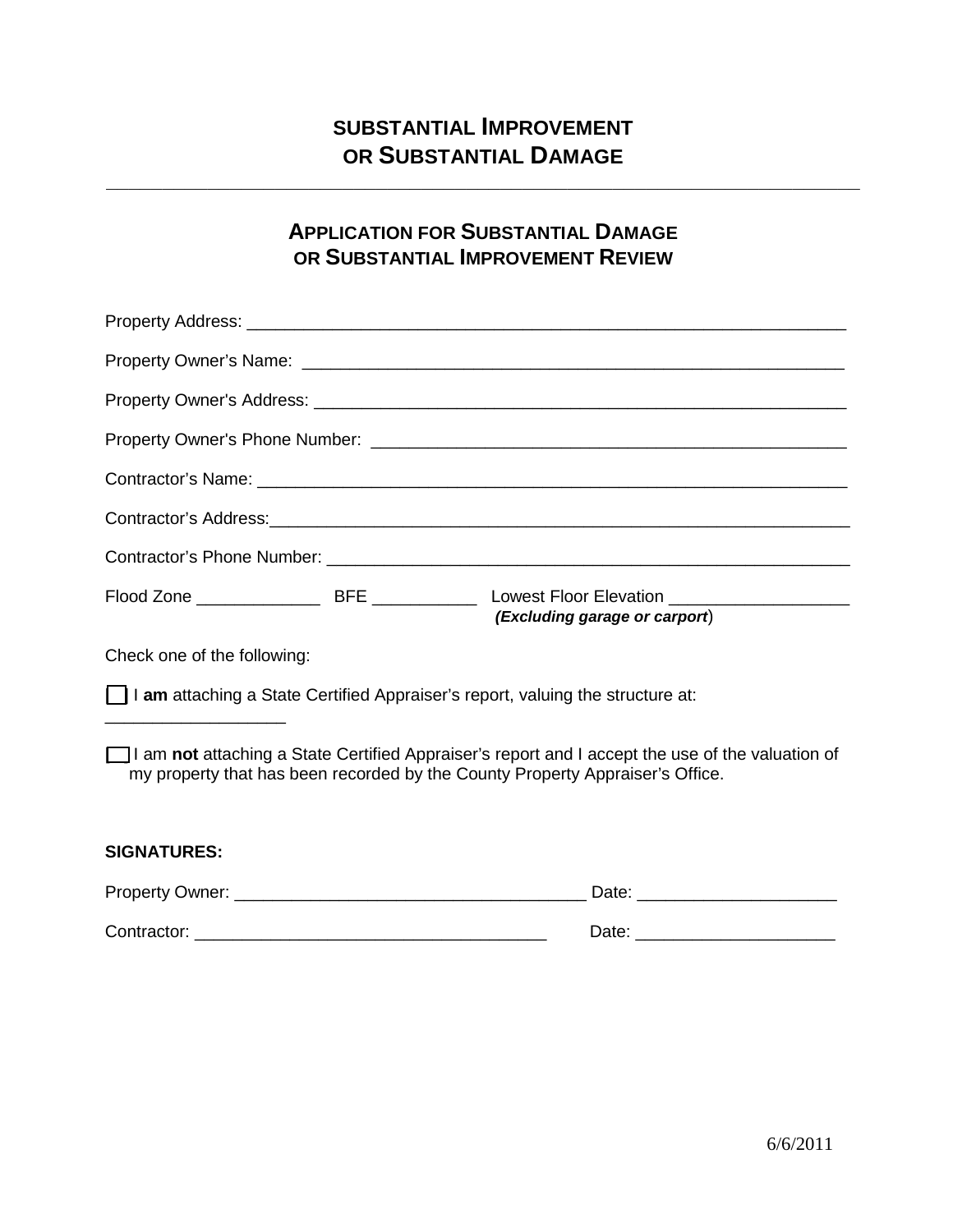# SUBSTANTIAL IMPROVEMENT OR SUBSTANTIAL DAMAGE

---

## APPLICATION FOR SUBSTANTIAL DAMAGE OR SUBSTANTIAL IMPROVEMENT REVIEW

Property Address: ________________________________________________________________

Property Owner's Name: ____________________________________________________________

Property Owner's Address: __________________________________________________________

Property Owner's Phone Number: ____________________________________________________

Contractor's Name: ________________________________________________________________

Contractor's Address:______________________________________________________________

Contractor's Phone Number: _________________________________________________________

Flood Zone _____________ BFE ___________ Lowest Floor Elevation ___________________
***(Excluding garage or carport)***

Check one of the following:

☐ I **am** attaching a State Certified Appraiser's report, valuing the structure at: ___________________

☐ I am **not** attaching a State Certified Appraiser's report and I accept the use of the valuation of my property that has been recorded by the County Property Appraiser's Office.

**SIGNATURES:**

Property Owner: _____________________________________ Date: _____________________

Contractor: _____________________________________ Date: _____________________

6/6/2011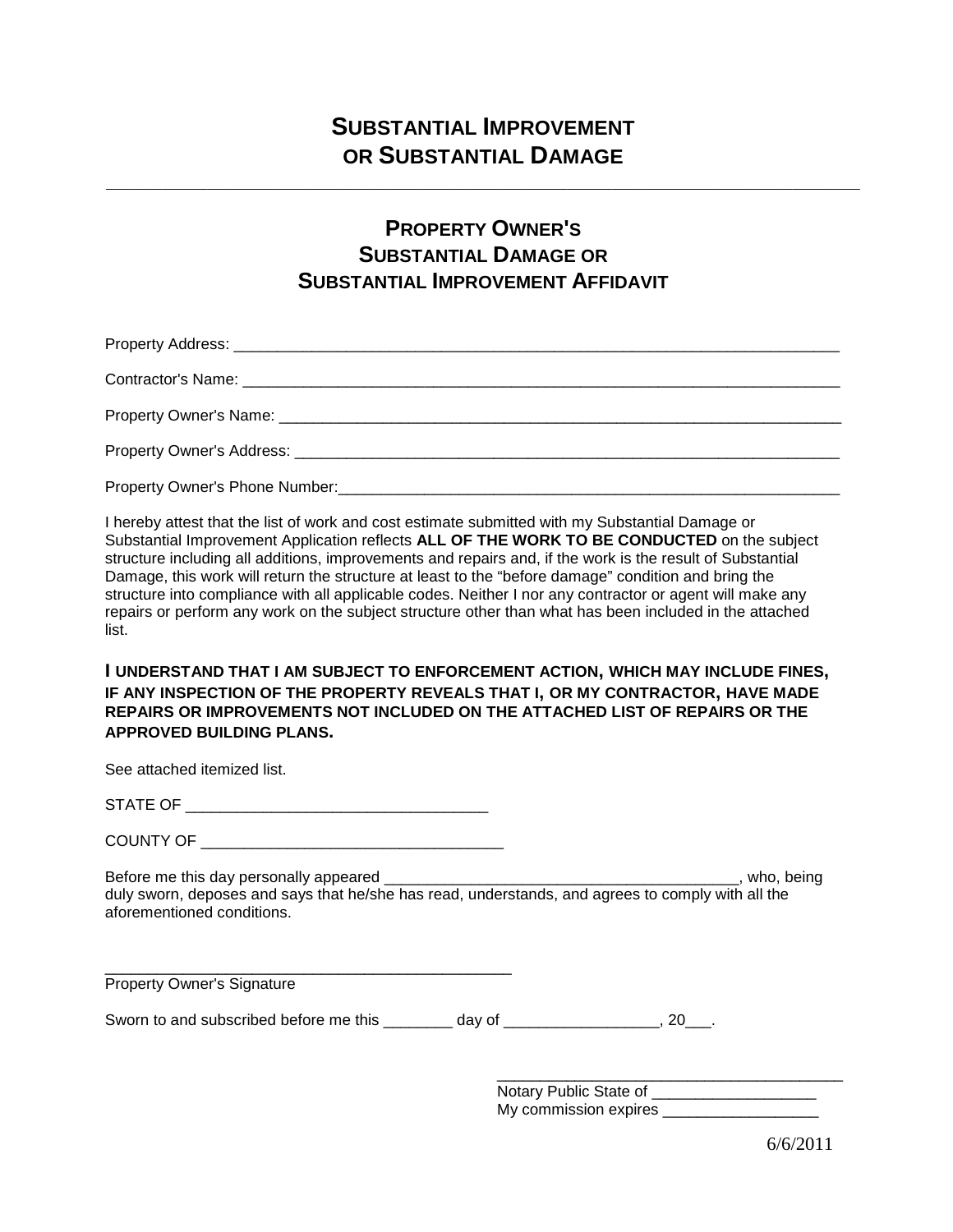# SUBSTANTIAL IMPROVEMENT OR SUBSTANTIAL DAMAGE

---

## PROPERTY OWNER'S SUBSTANTIAL DAMAGE OR SUBSTANTIAL IMPROVEMENT AFFIDAVIT

Property Address: ___________________________________________________________________________

Contractor's Name: __________________________________________________________________________

Property Owner's Name: ______________________________________________________________________

Property Owner's Address: ____________________________________________________________________

Property Owner's Phone Number:________________________________________________________________

I hereby attest that the list of work and cost estimate submitted with my Substantial Damage or Substantial Improvement Application reflects **ALL OF THE WORK TO BE CONDUCTED** on the subject structure including all additions, improvements and repairs and, if the work is the result of Substantial Damage, this work will return the structure at least to the "before damage" condition and bring the structure into compliance with all applicable codes. Neither I nor any contractor or agent will make any repairs or perform any work on the subject structure other than what has been included in the attached list.

**I UNDERSTAND THAT I AM SUBJECT TO ENFORCEMENT ACTION, WHICH MAY INCLUDE FINES, IF ANY INSPECTION OF THE PROPERTY REVEALS THAT I, OR MY CONTRACTOR, HAVE MADE REPAIRS OR IMPROVEMENTS NOT INCLUDED ON THE ATTACHED LIST OF REPAIRS OR THE APPROVED BUILDING PLANS.**

See attached itemized list.

STATE OF ___________________________________

COUNTY OF ___________________________________

Before me this day personally appeared __________________________________________, who, being duly sworn, deposes and says that he/she has read, understands, and agrees to comply with all the aforementioned conditions.

_________________________________________________
Property Owner's Signature

Sworn to and subscribed before me this ________ day of __________________, 20___.

_________________________________________
Notary Public State of ___________________
My commission expires __________________

6/6/2011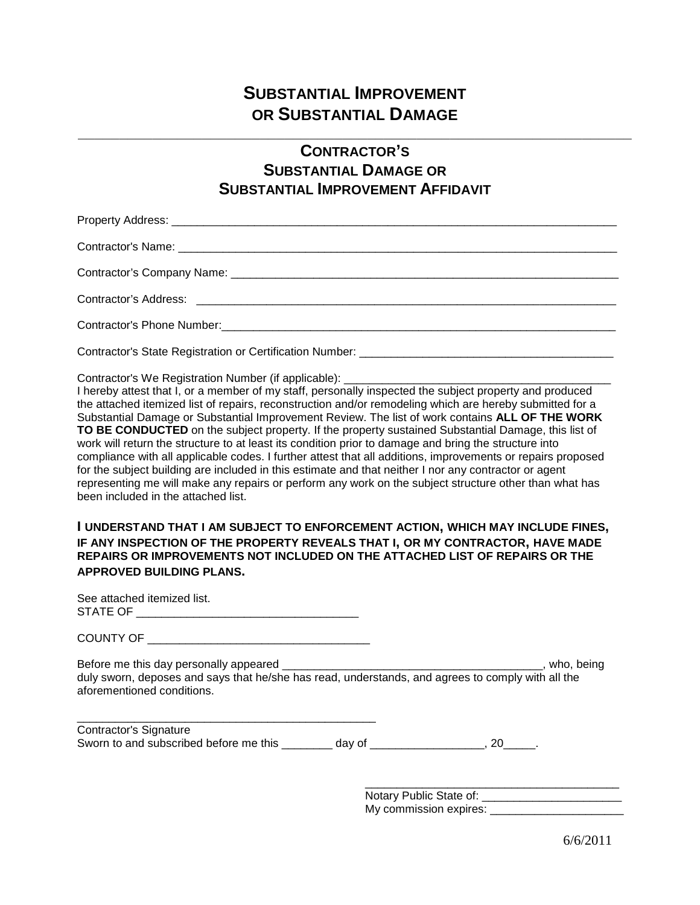# SUBSTANTIAL IMPROVEMENT OR SUBSTANTIAL DAMAGE

---

## CONTRACTOR'S SUBSTANTIAL DAMAGE OR SUBSTANTIAL IMPROVEMENT AFFIDAVIT

Property Address: ___________________________________________________________________________

Contractor's Name: ___________________________________________________________________________

Contractor's Company Name: ____________________________________________________________________

Contractor's Address: _________________________________________________________________________

Contractor's Phone Number:______________________________________________________________________

Contractor's State Registration or Certification Number: __________________________________________

Contractor's We Registration Number (if applicable): ____________________________________________

I hereby attest that I, or a member of my staff, personally inspected the subject property and produced the attached itemized list of repairs, reconstruction and/or remodeling which are hereby submitted for a Substantial Damage or Substantial Improvement Review. The list of work contains **ALL OF THE WORK TO BE CONDUCTED** on the subject property. If the property sustained Substantial Damage, this list of work will return the structure to at least its condition prior to damage and bring the structure into compliance with all applicable codes. I further attest that all additions, improvements or repairs proposed for the subject building are included in this estimate and that neither I nor any contractor or agent representing me will make any repairs or perform any work on the subject structure other than what has been included in the attached list.

**I UNDERSTAND THAT I AM SUBJECT TO ENFORCEMENT ACTION, WHICH MAY INCLUDE FINES, IF ANY INSPECTION OF THE PROPERTY REVEALS THAT I, OR MY CONTRACTOR, HAVE MADE REPAIRS OR IMPROVEMENTS NOT INCLUDED ON THE ATTACHED LIST OF REPAIRS OR THE APPROVED BUILDING PLANS.**

See attached itemized list.

STATE OF ___________________________________

COUNTY OF ___________________________________

Before me this day personally appeared _________________________________________, who, being duly sworn, deposes and says that he/she has read, understands, and agrees to comply with all the aforementioned conditions.

_________________________________________________

Contractor's Signature

Sworn to and subscribed before me this ________ day of __________________, 20_____.

_________________________________________

Notary Public State of: ______________________

My commission expires: ______________________

6/6/2011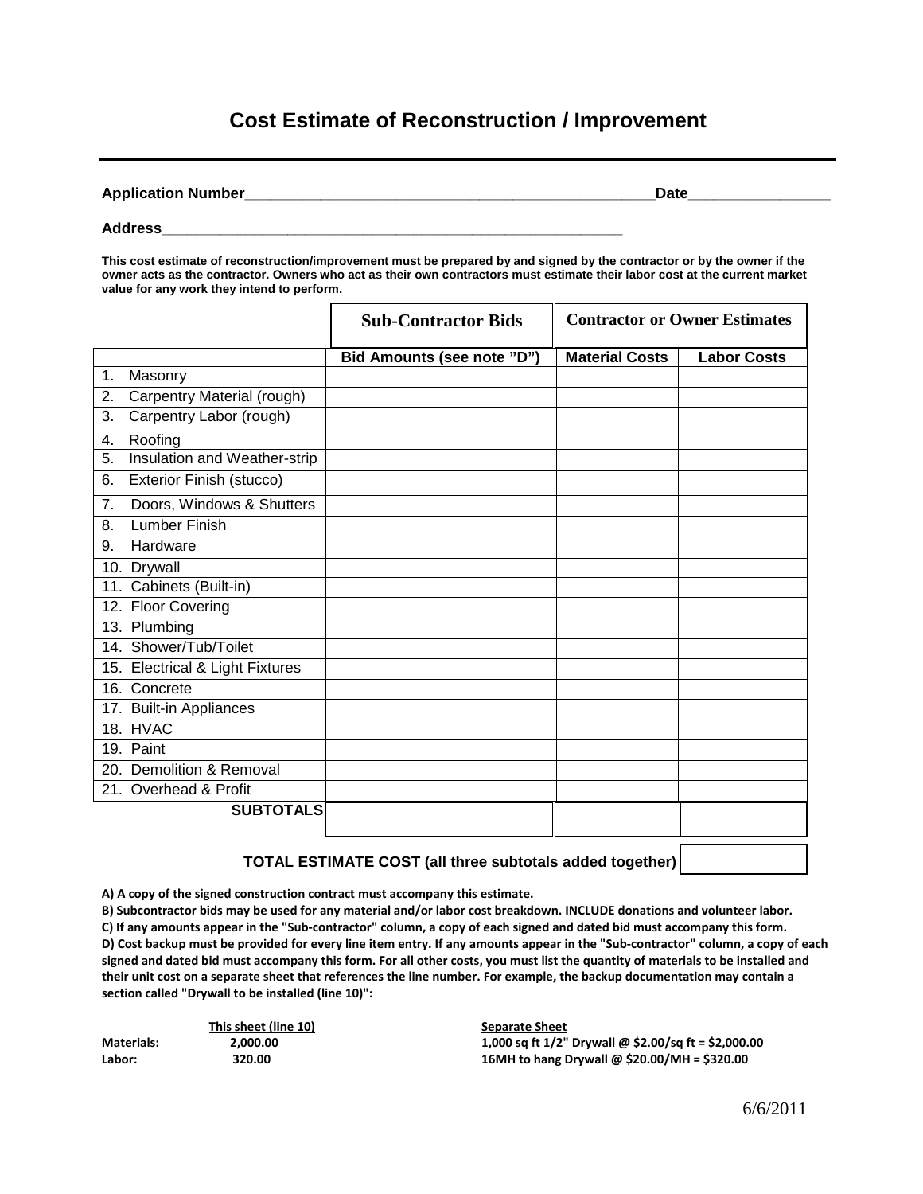# Cost Estimate of Reconstruction / Improvement

**Application Number**\_\_\_\_\_\_\_\_\_\_\_\_\_\_\_\_\_\_\_\_\_\_\_\_\_\_\_\_\_\_\_\_\_\_\_\_\_\_\_\_\_\_\_\_\_\_\_\_**Date**\_\_\_\_\_\_\_\_\_\_\_\_\_\_\_\_\_

**Address**\_\_\_\_\_\_\_\_\_\_\_\_\_\_\_\_\_\_\_\_\_\_\_\_\_\_\_\_\_\_\_\_\_\_\_\_\_\_\_\_\_\_\_\_\_\_\_\_\_\_\_\_\_\_\_

**This cost estimate of reconstruction/improvement must be prepared by and signed by the contractor or by the owner if the owner acts as the contractor. Owners who act as their own contractors must estimate their labor cost at the current market value for any work they intend to perform.**

| | Sub-Contractor Bids | Contractor or Owner Estimates | |
|---|---|---|---|
| | **Bid Amounts (see note "D")** | **Material Costs** | **Labor Costs** |
| 1. Masonry | | | |
| 2. Carpentry Material (rough) | | | |
| 3. Carpentry Labor (rough) | | | |
| 4. Roofing | | | |
| 5. Insulation and Weather-strip | | | |
| 6. Exterior Finish (stucco) | | | |
| 7. Doors, Windows & Shutters | | | |
| 8. Lumber Finish | | | |
| 9. Hardware | | | |
| 10. Drywall | | | |
| 11. Cabinets (Built-in) | | | |
| 12. Floor Covering | | | |
| 13. Plumbing | | | |
| 14. Shower/Tub/Toilet | | | |
| 15. Electrical & Light Fixtures | | | |
| 16. Concrete | | | |
| 17. Built-in Appliances | | | |
| 18. HVAC | | | |
| 19. Paint | | | |
| 20. Demolition & Removal | | | |
| 21. Overhead & Profit | | | |
| **SUBTOTALS** | | | |

**TOTAL ESTIMATE COST (all three subtotals added together)** \_\_\_\_\_\_\_\_\_\_

**A) A copy of the signed construction contract must accompany this estimate.**

**B) Subcontractor bids may be used for any material and/or labor cost breakdown. INCLUDE donations and volunteer labor.**

**C) If any amounts appear in the "Sub-contractor" column, a copy of each signed and dated bid must accompany this form.**

**D) Cost backup must be provided for every line item entry. If any amounts appear in the "Sub-contractor" column, a copy of each signed and dated bid must accompany this form. For all other costs, you must list the quantity of materials to be installed and their unit cost on a separate sheet that references the line number. For example, the backup documentation may contain a section called "Drywall to be installed (line 10)":**

| | This sheet (line 10) | Separate Sheet |
|---|---|---|
| **Materials:** | **2,000.00** | **1,000 sq ft 1/2" Drywall @ $2.00/sq ft = $2,000.00** |
| **Labor:** | **320.00** | **16MH to hang Drywall @ $20.00/MH = $320.00** |

6/6/2011